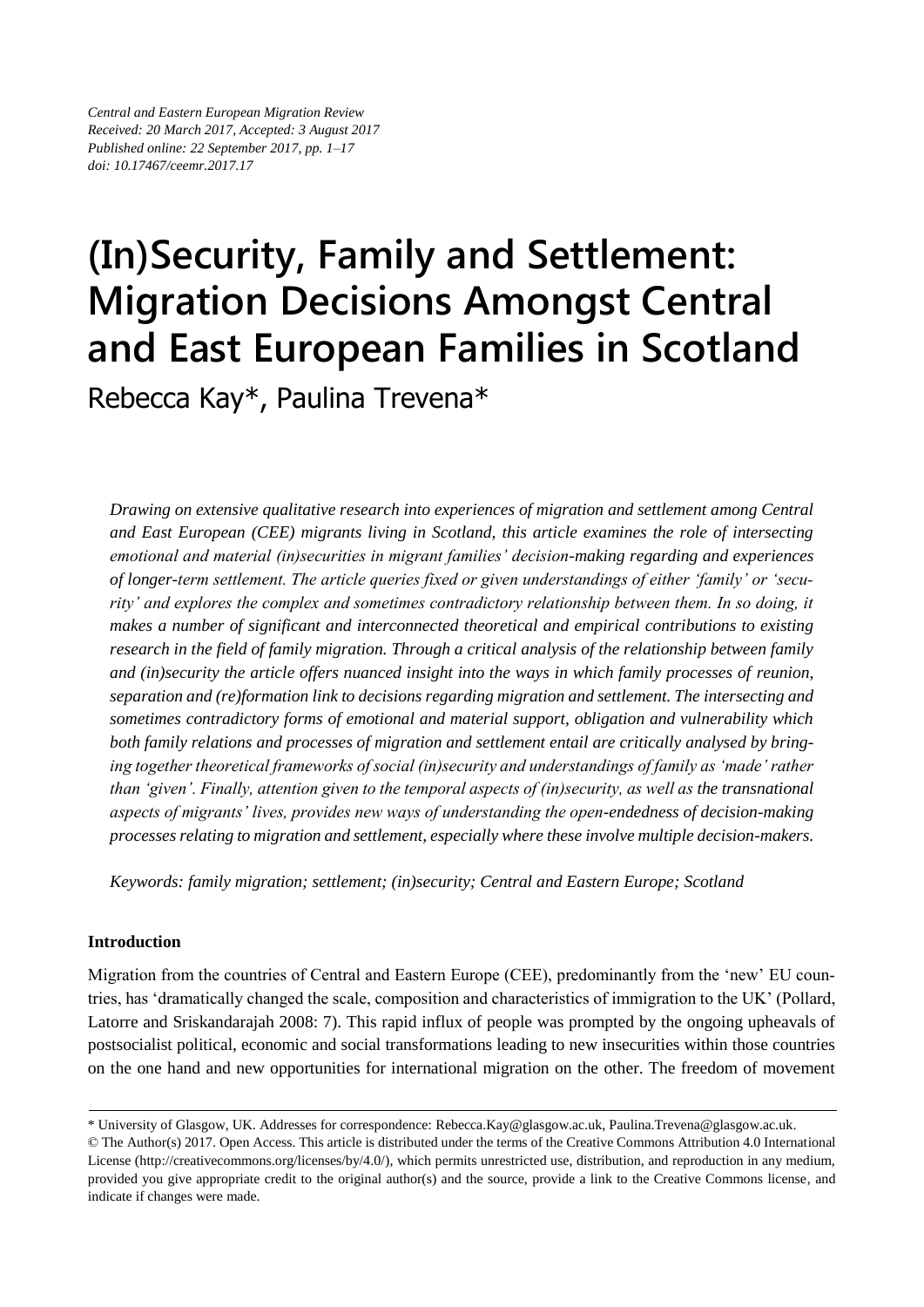*Central and Eastern European Migration Review*
*Received: 20 March 2017, Accepted: 3 August 2017*
*Published online: 22 September 2017, pp. 1–17*
*doi: 10.17467/ceemr.2017.17*

# (In)Security, Family and Settlement: Migration Decisions Amongst Central and East European Families in Scotland

Rebecca Kay*, Paulina Trevena*

*Drawing on extensive qualitative research into experiences of migration and settlement among Central and East European (CEE) migrants living in Scotland, this article examines the role of intersecting emotional and material (in)securities in migrant families' decision-making regarding and experiences of longer-term settlement. The article queries fixed or given understandings of either 'family' or 'security' and explores the complex and sometimes contradictory relationship between them. In so doing, it makes a number of significant and interconnected theoretical and empirical contributions to existing research in the field of family migration. Through a critical analysis of the relationship between family and (in)security the article offers nuanced insight into the ways in which family processes of reunion, separation and (re)formation link to decisions regarding migration and settlement. The intersecting and sometimes contradictory forms of emotional and material support, obligation and vulnerability which both family relations and processes of migration and settlement entail are critically analysed by bringing together theoretical frameworks of social (in)security and understandings of family as 'made' rather than 'given'. Finally, attention given to the temporal aspects of (in)security, as well as the transnational aspects of migrants' lives, provides new ways of understanding the open-endedness of decision-making processes relating to migration and settlement, especially where these involve multiple decision-makers.*

*Keywords: family migration; settlement; (in)security; Central and Eastern Europe; Scotland*

**Introduction**

Migration from the countries of Central and Eastern Europe (CEE), predominantly from the 'new' EU countries, has 'dramatically changed the scale, composition and characteristics of immigration to the UK' (Pollard, Latorre and Sriskandarajah 2008: 7). This rapid influx of people was prompted by the ongoing upheavals of postsocialist political, economic and social transformations leading to new insecurities within those countries on the one hand and new opportunities for international migration on the other. The freedom of movement

---

\* University of Glasgow, UK. Addresses for correspondence: Rebecca.Kay@glasgow.ac.uk, Paulina.Trevena@glasgow.ac.uk.

© The Author(s) 2017. Open Access. This article is distributed under the terms of the Creative Commons Attribution 4.0 International License (http://creativecommons.org/licenses/by/4.0/), which permits unrestricted use, distribution, and reproduction in any medium, provided you give appropriate credit to the original author(s) and the source, provide a link to the Creative Commons license, and indicate if changes were made.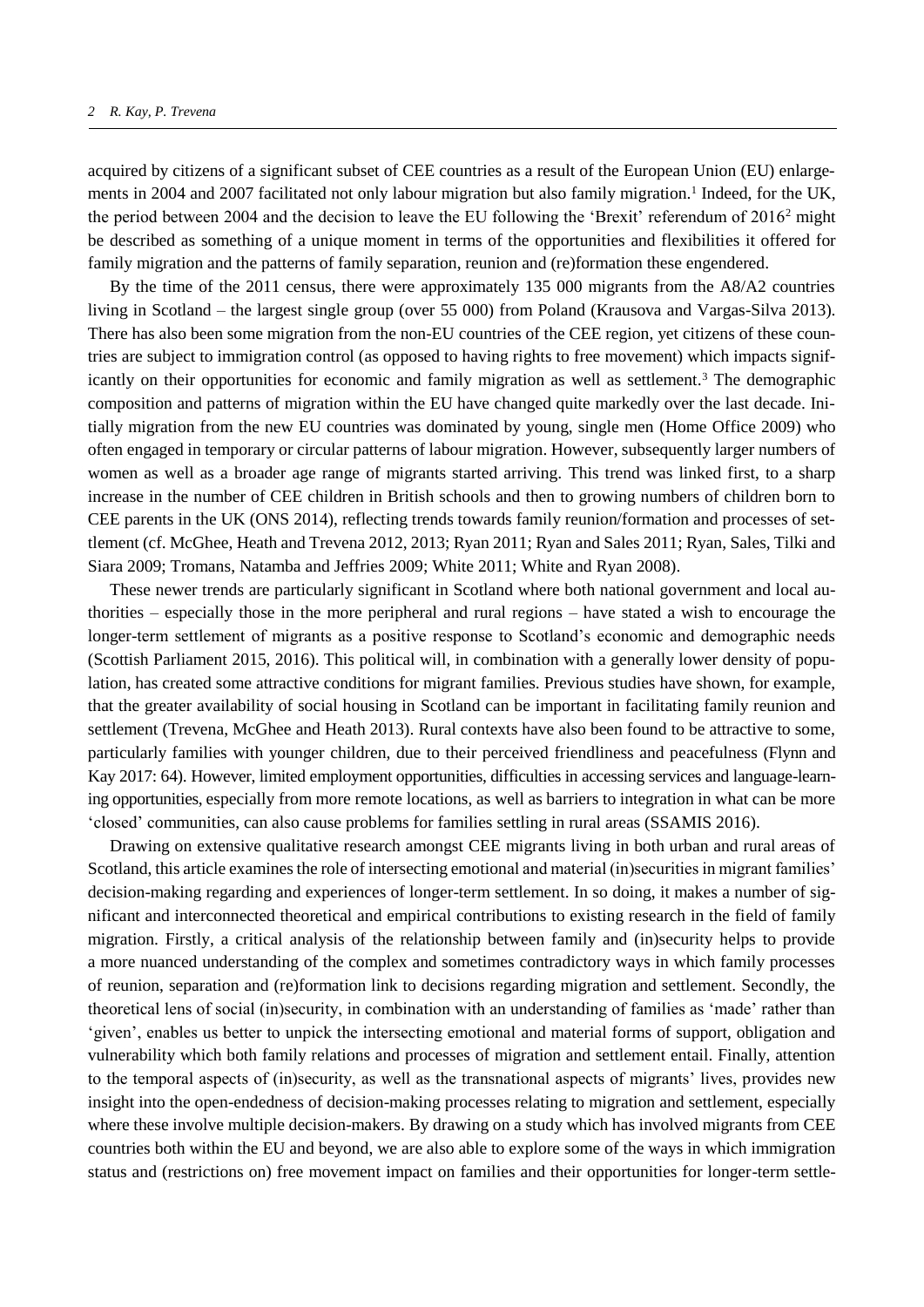acquired by citizens of a significant subset of CEE countries as a result of the European Union (EU) enlargements in 2004 and 2007 facilitated not only labour migration but also family migration.[1] Indeed, for the UK, the period between 2004 and the decision to leave the EU following the 'Brexit' referendum of 2016[2] might be described as something of a unique moment in terms of the opportunities and flexibilities it offered for family migration and the patterns of family separation, reunion and (re)formation these engendered.

By the time of the 2011 census, there were approximately 135 000 migrants from the A8/A2 countries living in Scotland – the largest single group (over 55 000) from Poland (Krausova and Vargas-Silva 2013). There has also been some migration from the non-EU countries of the CEE region, yet citizens of these countries are subject to immigration control (as opposed to having rights to free movement) which impacts significantly on their opportunities for economic and family migration as well as settlement.[3] The demographic composition and patterns of migration within the EU have changed quite markedly over the last decade. Initially migration from the new EU countries was dominated by young, single men (Home Office 2009) who often engaged in temporary or circular patterns of labour migration. However, subsequently larger numbers of women as well as a broader age range of migrants started arriving. This trend was linked first, to a sharp increase in the number of CEE children in British schools and then to growing numbers of children born to CEE parents in the UK (ONS 2014), reflecting trends towards family reunion/formation and processes of settlement (cf. McGhee, Heath and Trevena 2012, 2013; Ryan 2011; Ryan and Sales 2011; Ryan, Sales, Tilki and Siara 2009; Tromans, Natamba and Jeffries 2009; White 2011; White and Ryan 2008).

These newer trends are particularly significant in Scotland where both national government and local authorities – especially those in the more peripheral and rural regions – have stated a wish to encourage the longer-term settlement of migrants as a positive response to Scotland's economic and demographic needs (Scottish Parliament 2015, 2016). This political will, in combination with a generally lower density of population, has created some attractive conditions for migrant families. Previous studies have shown, for example, that the greater availability of social housing in Scotland can be important in facilitating family reunion and settlement (Trevena, McGhee and Heath 2013). Rural contexts have also been found to be attractive to some, particularly families with younger children, due to their perceived friendliness and peacefulness (Flynn and Kay 2017: 64). However, limited employment opportunities, difficulties in accessing services and language-learning opportunities, especially from more remote locations, as well as barriers to integration in what can be more 'closed' communities, can also cause problems for families settling in rural areas (SSAMIS 2016).

Drawing on extensive qualitative research amongst CEE migrants living in both urban and rural areas of Scotland, this article examines the role of intersecting emotional and material (in)securities in migrant families' decision-making regarding and experiences of longer-term settlement. In so doing, it makes a number of significant and interconnected theoretical and empirical contributions to existing research in the field of family migration. Firstly, a critical analysis of the relationship between family and (in)security helps to provide a more nuanced understanding of the complex and sometimes contradictory ways in which family processes of reunion, separation and (re)formation link to decisions regarding migration and settlement. Secondly, the theoretical lens of social (in)security, in combination with an understanding of families as 'made' rather than 'given', enables us better to unpick the intersecting emotional and material forms of support, obligation and vulnerability which both family relations and processes of migration and settlement entail. Finally, attention to the temporal aspects of (in)security, as well as the transnational aspects of migrants' lives, provides new insight into the open-endedness of decision-making processes relating to migration and settlement, especially where these involve multiple decision-makers. By drawing on a study which has involved migrants from CEE countries both within the EU and beyond, we are also able to explore some of the ways in which immigration status and (restrictions on) free movement impact on families and their opportunities for longer-term settle-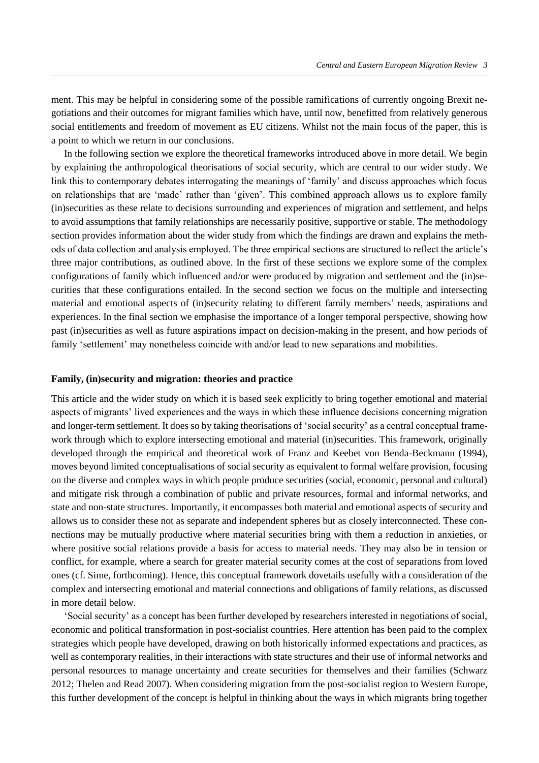ment. This may be helpful in considering some of the possible ramifications of currently ongoing Brexit negotiations and their outcomes for migrant families which have, until now, benefitted from relatively generous social entitlements and freedom of movement as EU citizens. Whilst not the main focus of the paper, this is a point to which we return in our conclusions.

In the following section we explore the theoretical frameworks introduced above in more detail. We begin by explaining the anthropological theorisations of social security, which are central to our wider study. We link this to contemporary debates interrogating the meanings of 'family' and discuss approaches which focus on relationships that are 'made' rather than 'given'. This combined approach allows us to explore family (in)securities as these relate to decisions surrounding and experiences of migration and settlement, and helps to avoid assumptions that family relationships are necessarily positive, supportive or stable. The methodology section provides information about the wider study from which the findings are drawn and explains the methods of data collection and analysis employed. The three empirical sections are structured to reflect the article's three major contributions, as outlined above. In the first of these sections we explore some of the complex configurations of family which influenced and/or were produced by migration and settlement and the (in)securities that these configurations entailed. In the second section we focus on the multiple and intersecting material and emotional aspects of (in)security relating to different family members' needs, aspirations and experiences. In the final section we emphasise the importance of a longer temporal perspective, showing how past (in)securities as well as future aspirations impact on decision-making in the present, and how periods of family 'settlement' may nonetheless coincide with and/or lead to new separations and mobilities.

## Family, (in)security and migration: theories and practice

This article and the wider study on which it is based seek explicitly to bring together emotional and material aspects of migrants' lived experiences and the ways in which these influence decisions concerning migration and longer-term settlement. It does so by taking theorisations of 'social security' as a central conceptual framework through which to explore intersecting emotional and material (in)securities. This framework, originally developed through the empirical and theoretical work of Franz and Keebet von Benda-Beckmann (1994), moves beyond limited conceptualisations of social security as equivalent to formal welfare provision, focusing on the diverse and complex ways in which people produce securities (social, economic, personal and cultural) and mitigate risk through a combination of public and private resources, formal and informal networks, and state and non-state structures. Importantly, it encompasses both material and emotional aspects of security and allows us to consider these not as separate and independent spheres but as closely interconnected. These connections may be mutually productive where material securities bring with them a reduction in anxieties, or where positive social relations provide a basis for access to material needs. They may also be in tension or conflict, for example, where a search for greater material security comes at the cost of separations from loved ones (cf. Sime, forthcoming). Hence, this conceptual framework dovetails usefully with a consideration of the complex and intersecting emotional and material connections and obligations of family relations, as discussed in more detail below.

'Social security' as a concept has been further developed by researchers interested in negotiations of social, economic and political transformation in post-socialist countries. Here attention has been paid to the complex strategies which people have developed, drawing on both historically informed expectations and practices, as well as contemporary realities, in their interactions with state structures and their use of informal networks and personal resources to manage uncertainty and create securities for themselves and their families (Schwarz 2012; Thelen and Read 2007). When considering migration from the post-socialist region to Western Europe, this further development of the concept is helpful in thinking about the ways in which migrants bring together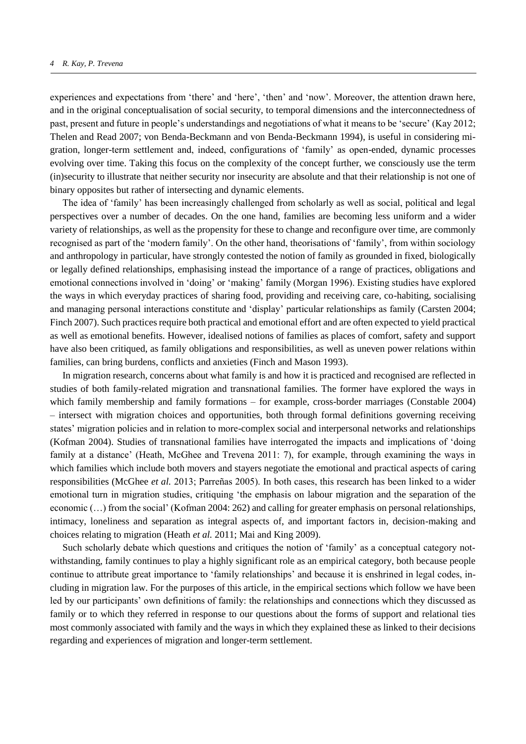experiences and expectations from 'there' and 'here', 'then' and 'now'. Moreover, the attention drawn here, and in the original conceptualisation of social security, to temporal dimensions and the interconnectedness of past, present and future in people's understandings and negotiations of what it means to be 'secure' (Kay 2012; Thelen and Read 2007; von Benda-Beckmann and von Benda-Beckmann 1994), is useful in considering migration, longer-term settlement and, indeed, configurations of 'family' as open-ended, dynamic processes evolving over time. Taking this focus on the complexity of the concept further, we consciously use the term (in)security to illustrate that neither security nor insecurity are absolute and that their relationship is not one of binary opposites but rather of intersecting and dynamic elements.

The idea of 'family' has been increasingly challenged from scholarly as well as social, political and legal perspectives over a number of decades. On the one hand, families are becoming less uniform and a wider variety of relationships, as well as the propensity for these to change and reconfigure over time, are commonly recognised as part of the 'modern family'. On the other hand, theorisations of 'family', from within sociology and anthropology in particular, have strongly contested the notion of family as grounded in fixed, biologically or legally defined relationships, emphasising instead the importance of a range of practices, obligations and emotional connections involved in 'doing' or 'making' family (Morgan 1996). Existing studies have explored the ways in which everyday practices of sharing food, providing and receiving care, co-habiting, socialising and managing personal interactions constitute and 'display' particular relationships as family (Carsten 2004; Finch 2007). Such practices require both practical and emotional effort and are often expected to yield practical as well as emotional benefits. However, idealised notions of families as places of comfort, safety and support have also been critiqued, as family obligations and responsibilities, as well as uneven power relations within families, can bring burdens, conflicts and anxieties (Finch and Mason 1993).

In migration research, concerns about what family is and how it is practiced and recognised are reflected in studies of both family-related migration and transnational families. The former have explored the ways in which family membership and family formations – for example, cross-border marriages (Constable 2004) – intersect with migration choices and opportunities, both through formal definitions governing receiving states' migration policies and in relation to more-complex social and interpersonal networks and relationships (Kofman 2004). Studies of transnational families have interrogated the impacts and implications of 'doing family at a distance' (Heath, McGhee and Trevena 2011: 7), for example, through examining the ways in which families which include both movers and stayers negotiate the emotional and practical aspects of caring responsibilities (McGhee *et al.* 2013; Parreñas 2005). In both cases, this research has been linked to a wider emotional turn in migration studies, critiquing 'the emphasis on labour migration and the separation of the economic (…) from the social' (Kofman 2004: 262) and calling for greater emphasis on personal relationships, intimacy, loneliness and separation as integral aspects of, and important factors in, decision-making and choices relating to migration (Heath *et al.* 2011; Mai and King 2009).

Such scholarly debate which questions and critiques the notion of 'family' as a conceptual category notwithstanding, family continues to play a highly significant role as an empirical category, both because people continue to attribute great importance to 'family relationships' and because it is enshrined in legal codes, including in migration law. For the purposes of this article, in the empirical sections which follow we have been led by our participants' own definitions of family: the relationships and connections which they discussed as family or to which they referred in response to our questions about the forms of support and relational ties most commonly associated with family and the ways in which they explained these as linked to their decisions regarding and experiences of migration and longer-term settlement.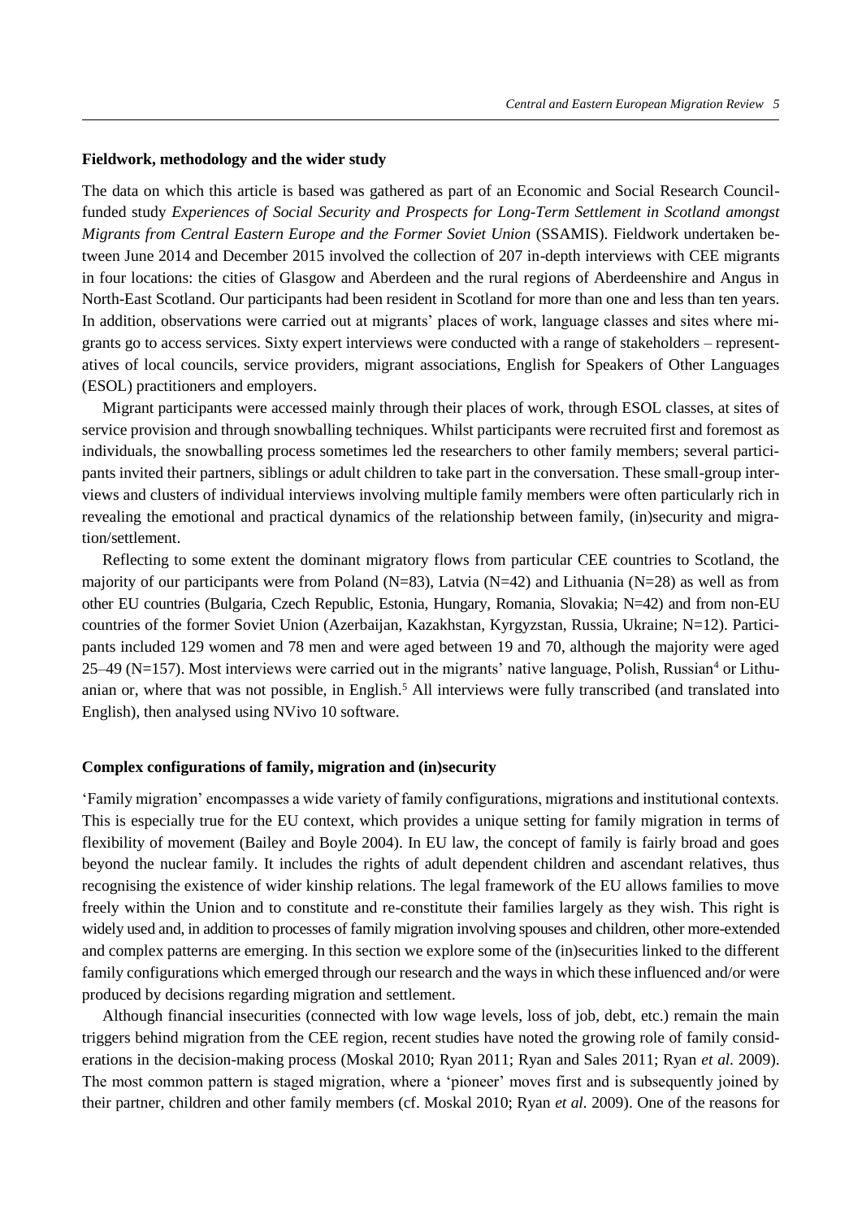### Fieldwork, methodology and the wider study

The data on which this article is based was gathered as part of an Economic and Social Research Council-funded study *Experiences of Social Security and Prospects for Long-Term Settlement in Scotland amongst Migrants from Central Eastern Europe and the Former Soviet Union* (SSAMIS). Fieldwork undertaken between June 2014 and December 2015 involved the collection of 207 in-depth interviews with CEE migrants in four locations: the cities of Glasgow and Aberdeen and the rural regions of Aberdeenshire and Angus in North-East Scotland. Our participants had been resident in Scotland for more than one and less than ten years. In addition, observations were carried out at migrants' places of work, language classes and sites where migrants go to access services. Sixty expert interviews were conducted with a range of stakeholders – representatives of local councils, service providers, migrant associations, English for Speakers of Other Languages (ESOL) practitioners and employers.

Migrant participants were accessed mainly through their places of work, through ESOL classes, at sites of service provision and through snowballing techniques. Whilst participants were recruited first and foremost as individuals, the snowballing process sometimes led the researchers to other family members; several participants invited their partners, siblings or adult children to take part in the conversation. These small-group interviews and clusters of individual interviews involving multiple family members were often particularly rich in revealing the emotional and practical dynamics of the relationship between family, (in)security and migration/settlement.

Reflecting to some extent the dominant migratory flows from particular CEE countries to Scotland, the majority of our participants were from Poland (N=83), Latvia (N=42) and Lithuania (N=28) as well as from other EU countries (Bulgaria, Czech Republic, Estonia, Hungary, Romania, Slovakia; N=42) and from non-EU countries of the former Soviet Union (Azerbaijan, Kazakhstan, Kyrgyzstan, Russia, Ukraine; N=12). Participants included 129 women and 78 men and were aged between 19 and 70, although the majority were aged 25–49 (N=157). Most interviews were carried out in the migrants' native language, Polish, Russian[4] or Lithuanian or, where that was not possible, in English.[5] All interviews were fully transcribed (and translated into English), then analysed using NVivo 10 software.

### Complex configurations of family, migration and (in)security

'Family migration' encompasses a wide variety of family configurations, migrations and institutional contexts. This is especially true for the EU context, which provides a unique setting for family migration in terms of flexibility of movement (Bailey and Boyle 2004). In EU law, the concept of family is fairly broad and goes beyond the nuclear family. It includes the rights of adult dependent children and ascendant relatives, thus recognising the existence of wider kinship relations. The legal framework of the EU allows families to move freely within the Union and to constitute and re-constitute their families largely as they wish. This right is widely used and, in addition to processes of family migration involving spouses and children, other more-extended and complex patterns are emerging. In this section we explore some of the (in)securities linked to the different family configurations which emerged through our research and the ways in which these influenced and/or were produced by decisions regarding migration and settlement.

Although financial insecurities (connected with low wage levels, loss of job, debt, etc.) remain the main triggers behind migration from the CEE region, recent studies have noted the growing role of family considerations in the decision-making process (Moskal 2010; Ryan 2011; Ryan and Sales 2011; Ryan *et al.* 2009). The most common pattern is staged migration, where a 'pioneer' moves first and is subsequently joined by their partner, children and other family members (cf. Moskal 2010; Ryan *et al.* 2009). One of the reasons for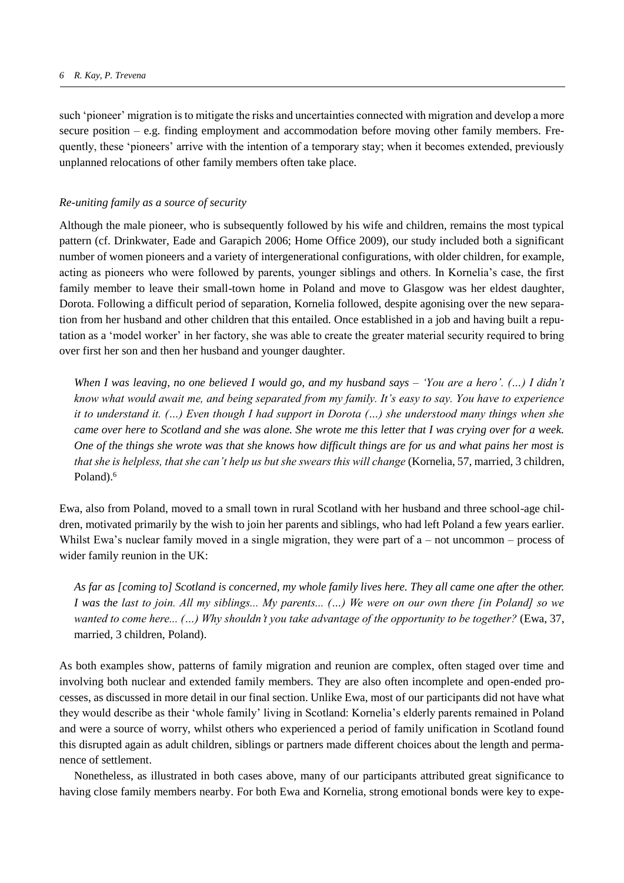such 'pioneer' migration is to mitigate the risks and uncertainties connected with migration and develop a more secure position – e.g. finding employment and accommodation before moving other family members. Frequently, these 'pioneers' arrive with the intention of a temporary stay; when it becomes extended, previously unplanned relocations of other family members often take place.

*Re-uniting family as a source of security*

Although the male pioneer, who is subsequently followed by his wife and children, remains the most typical pattern (cf. Drinkwater, Eade and Garapich 2006; Home Office 2009), our study included both a significant number of women pioneers and a variety of intergenerational configurations, with older children, for example, acting as pioneers who were followed by parents, younger siblings and others. In Kornelia's case, the first family member to leave their small-town home in Poland and move to Glasgow was her eldest daughter, Dorota. Following a difficult period of separation, Kornelia followed, despite agonising over the new separation from her husband and other children that this entailed. Once established in a job and having built a reputation as a 'model worker' in her factory, she was able to create the greater material security required to bring over first her son and then her husband and younger daughter.

> *When I was leaving, no one believed I would go, and my husband says – 'You are a hero'. (…) I didn't know what would await me, and being separated from my family. It's easy to say. You have to experience it to understand it. (…) Even though I had support in Dorota (…) she understood many things when she came over here to Scotland and she was alone. She wrote me this letter that I was crying over for a week. One of the things she wrote was that she knows how difficult things are for us and what pains her most is that she is helpless, that she can't help us but she swears this will change* (Kornelia, 57, married, 3 children, Poland).[6]

Ewa, also from Poland, moved to a small town in rural Scotland with her husband and three school-age children, motivated primarily by the wish to join her parents and siblings, who had left Poland a few years earlier. Whilst Ewa's nuclear family moved in a single migration, they were part of a – not uncommon – process of wider family reunion in the UK:

> *As far as [coming to] Scotland is concerned, my whole family lives here. They all came one after the other. I was the last to join. All my siblings... My parents... (…) We were on our own there [in Poland] so we wanted to come here... (…) Why shouldn't you take advantage of the opportunity to be together?* (Ewa, 37, married, 3 children, Poland).

As both examples show, patterns of family migration and reunion are complex, often staged over time and involving both nuclear and extended family members. They are also often incomplete and open-ended processes, as discussed in more detail in our final section. Unlike Ewa, most of our participants did not have what they would describe as their 'whole family' living in Scotland: Kornelia's elderly parents remained in Poland and were a source of worry, whilst others who experienced a period of family unification in Scotland found this disrupted again as adult children, siblings or partners made different choices about the length and permanence of settlement.

Nonetheless, as illustrated in both cases above, many of our participants attributed great significance to having close family members nearby. For both Ewa and Kornelia, strong emotional bonds were key to expe-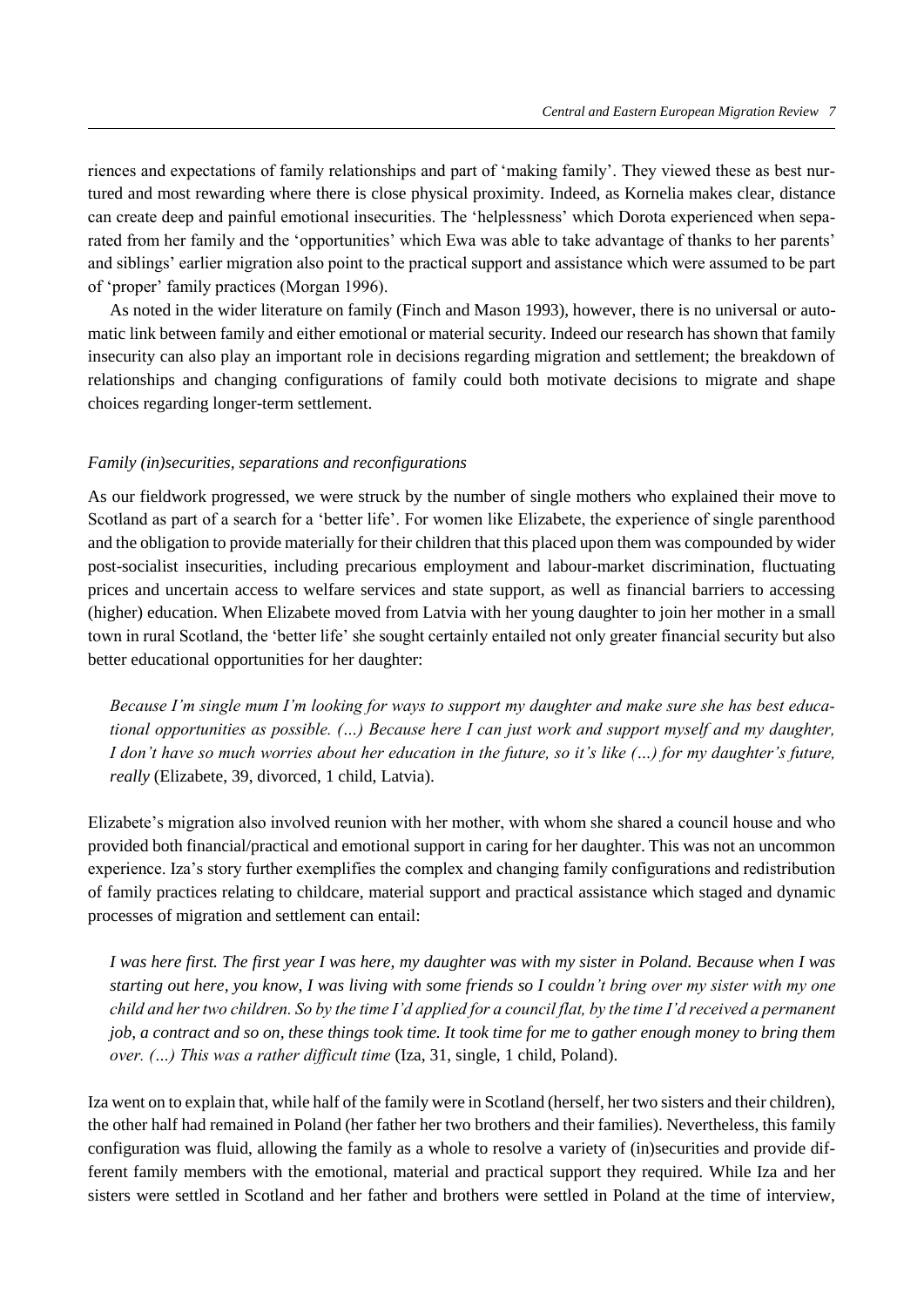riences and expectations of family relationships and part of 'making family'. They viewed these as best nurtured and most rewarding where there is close physical proximity. Indeed, as Kornelia makes clear, distance can create deep and painful emotional insecurities. The 'helplessness' which Dorota experienced when separated from her family and the 'opportunities' which Ewa was able to take advantage of thanks to her parents' and siblings' earlier migration also point to the practical support and assistance which were assumed to be part of 'proper' family practices (Morgan 1996).

As noted in the wider literature on family (Finch and Mason 1993), however, there is no universal or automatic link between family and either emotional or material security. Indeed our research has shown that family insecurity can also play an important role in decisions regarding migration and settlement; the breakdown of relationships and changing configurations of family could both motivate decisions to migrate and shape choices regarding longer-term settlement.

### *Family (in)securities, separations and reconfigurations*

As our fieldwork progressed, we were struck by the number of single mothers who explained their move to Scotland as part of a search for a 'better life'. For women like Elizabete, the experience of single parenthood and the obligation to provide materially for their children that this placed upon them was compounded by wider post-socialist insecurities, including precarious employment and labour-market discrimination, fluctuating prices and uncertain access to welfare services and state support, as well as financial barriers to accessing (higher) education. When Elizabete moved from Latvia with her young daughter to join her mother in a small town in rural Scotland, the 'better life' she sought certainly entailed not only greater financial security but also better educational opportunities for her daughter:

> *Because I'm single mum I'm looking for ways to support my daughter and make sure she has best educational opportunities as possible. (…) Because here I can just work and support myself and my daughter, I don't have so much worries about her education in the future, so it's like (…) for my daughter's future, really* (Elizabete, 39, divorced, 1 child, Latvia).

Elizabete's migration also involved reunion with her mother, with whom she shared a council house and who provided both financial/practical and emotional support in caring for her daughter. This was not an uncommon experience. Iza's story further exemplifies the complex and changing family configurations and redistribution of family practices relating to childcare, material support and practical assistance which staged and dynamic processes of migration and settlement can entail:

> *I was here first. The first year I was here, my daughter was with my sister in Poland. Because when I was starting out here, you know, I was living with some friends so I couldn't bring over my sister with my one child and her two children. So by the time I'd applied for a council flat, by the time I'd received a permanent job, a contract and so on, these things took time. It took time for me to gather enough money to bring them over. (…) This was a rather difficult time* (Iza, 31, single, 1 child, Poland).

Iza went on to explain that, while half of the family were in Scotland (herself, her two sisters and their children), the other half had remained in Poland (her father her two brothers and their families). Nevertheless, this family configuration was fluid, allowing the family as a whole to resolve a variety of (in)securities and provide different family members with the emotional, material and practical support they required. While Iza and her sisters were settled in Scotland and her father and brothers were settled in Poland at the time of interview,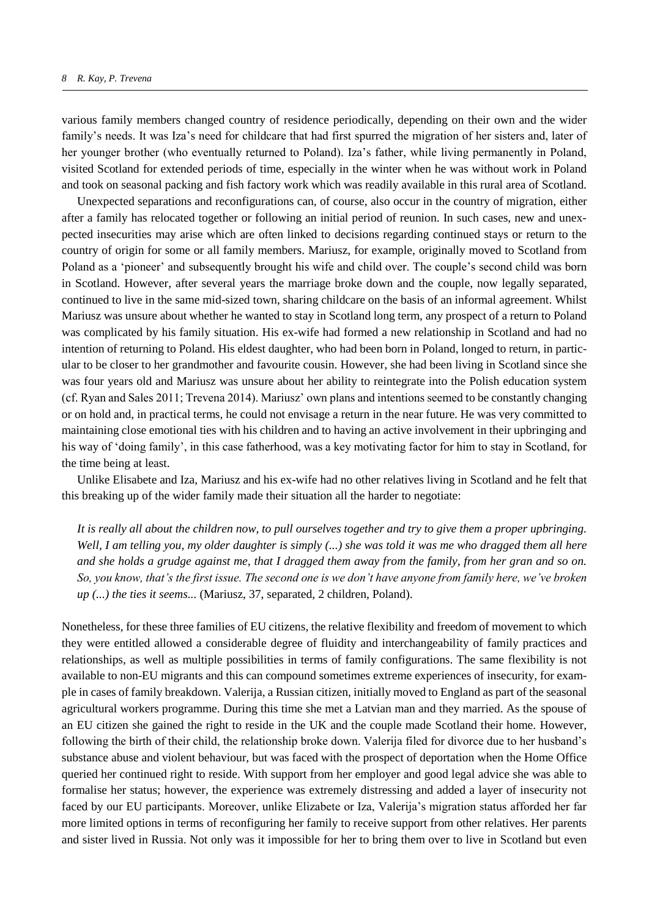various family members changed country of residence periodically, depending on their own and the wider family's needs. It was Iza's need for childcare that had first spurred the migration of her sisters and, later of her younger brother (who eventually returned to Poland). Iza's father, while living permanently in Poland, visited Scotland for extended periods of time, especially in the winter when he was without work in Poland and took on seasonal packing and fish factory work which was readily available in this rural area of Scotland.

Unexpected separations and reconfigurations can, of course, also occur in the country of migration, either after a family has relocated together or following an initial period of reunion. In such cases, new and unexpected insecurities may arise which are often linked to decisions regarding continued stays or return to the country of origin for some or all family members. Mariusz, for example, originally moved to Scotland from Poland as a 'pioneer' and subsequently brought his wife and child over. The couple's second child was born in Scotland. However, after several years the marriage broke down and the couple, now legally separated, continued to live in the same mid-sized town, sharing childcare on the basis of an informal agreement. Whilst Mariusz was unsure about whether he wanted to stay in Scotland long term, any prospect of a return to Poland was complicated by his family situation. His ex-wife had formed a new relationship in Scotland and had no intention of returning to Poland. His eldest daughter, who had been born in Poland, longed to return, in particular to be closer to her grandmother and favourite cousin. However, she had been living in Scotland since she was four years old and Mariusz was unsure about her ability to reintegrate into the Polish education system (cf. Ryan and Sales 2011; Trevena 2014). Mariusz' own plans and intentions seemed to be constantly changing or on hold and, in practical terms, he could not envisage a return in the near future. He was very committed to maintaining close emotional ties with his children and to having an active involvement in their upbringing and his way of 'doing family', in this case fatherhood, was a key motivating factor for him to stay in Scotland, for the time being at least.

Unlike Elisabete and Iza, Mariusz and his ex-wife had no other relatives living in Scotland and he felt that this breaking up of the wider family made their situation all the harder to negotiate:

> *It is really all about the children now, to pull ourselves together and try to give them a proper upbringing. Well, I am telling you, my older daughter is simply (...) she was told it was me who dragged them all here and she holds a grudge against me, that I dragged them away from the family, from her gran and so on. So, you know, that's the first issue. The second one is we don't have anyone from family here, we've broken up (...) the ties it seems...* (Mariusz, 37, separated, 2 children, Poland).

Nonetheless, for these three families of EU citizens, the relative flexibility and freedom of movement to which they were entitled allowed a considerable degree of fluidity and interchangeability of family practices and relationships, as well as multiple possibilities in terms of family configurations. The same flexibility is not available to non-EU migrants and this can compound sometimes extreme experiences of insecurity, for example in cases of family breakdown. Valerija, a Russian citizen, initially moved to England as part of the seasonal agricultural workers programme. During this time she met a Latvian man and they married. As the spouse of an EU citizen she gained the right to reside in the UK and the couple made Scotland their home. However, following the birth of their child, the relationship broke down. Valerija filed for divorce due to her husband's substance abuse and violent behaviour, but was faced with the prospect of deportation when the Home Office queried her continued right to reside. With support from her employer and good legal advice she was able to formalise her status; however, the experience was extremely distressing and added a layer of insecurity not faced by our EU participants. Moreover, unlike Elizabete or Iza, Valerija's migration status afforded her far more limited options in terms of reconfiguring her family to receive support from other relatives. Her parents and sister lived in Russia. Not only was it impossible for her to bring them over to live in Scotland but even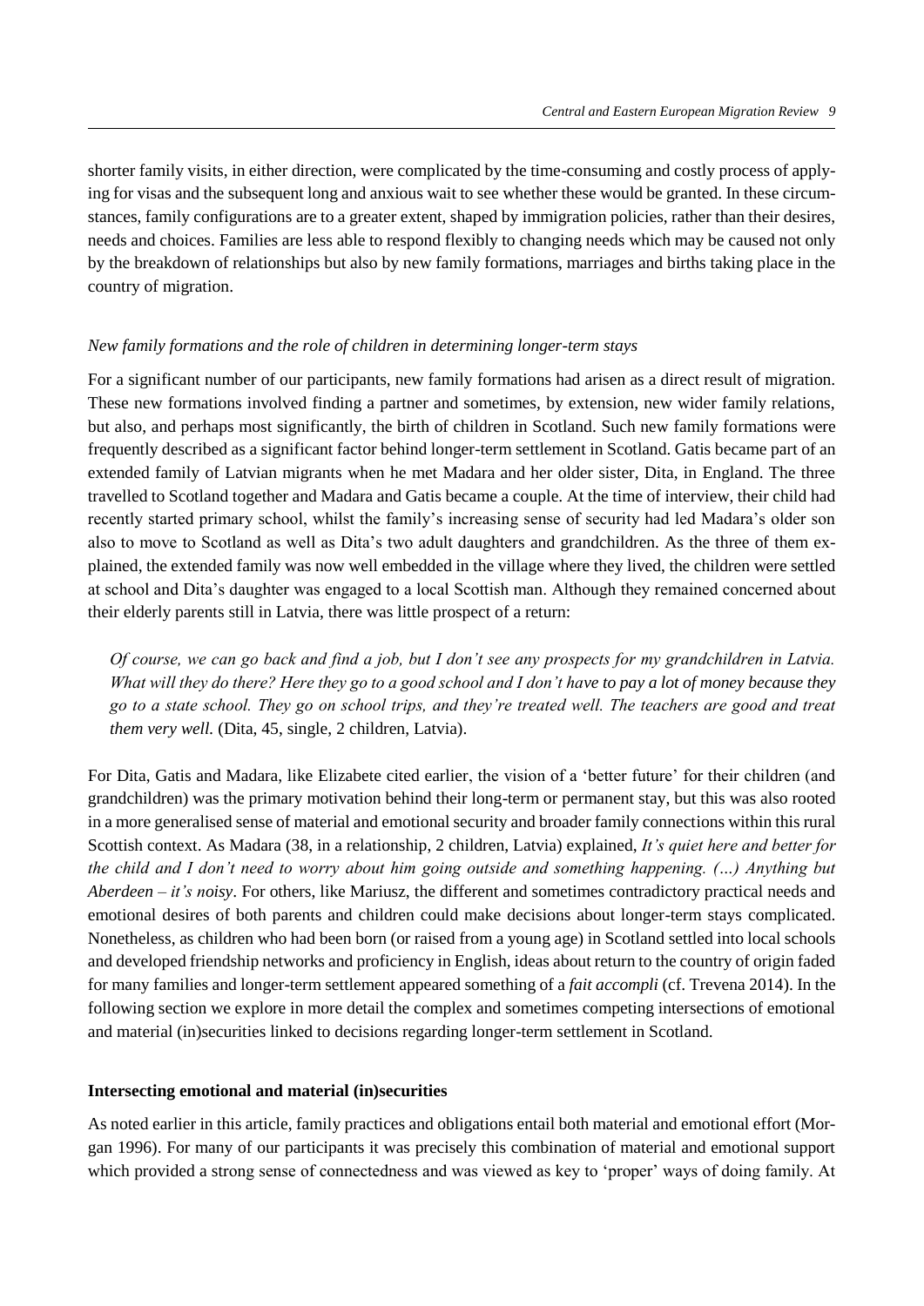shorter family visits, in either direction, were complicated by the time-consuming and costly process of applying for visas and the subsequent long and anxious wait to see whether these would be granted. In these circumstances, family configurations are to a greater extent, shaped by immigration policies, rather than their desires, needs and choices. Families are less able to respond flexibly to changing needs which may be caused not only by the breakdown of relationships but also by new family formations, marriages and births taking place in the country of migration.

*New family formations and the role of children in determining longer-term stays*

For a significant number of our participants, new family formations had arisen as a direct result of migration. These new formations involved finding a partner and sometimes, by extension, new wider family relations, but also, and perhaps most significantly, the birth of children in Scotland. Such new family formations were frequently described as a significant factor behind longer-term settlement in Scotland. Gatis became part of an extended family of Latvian migrants when he met Madara and her older sister, Dita, in England. The three travelled to Scotland together and Madara and Gatis became a couple. At the time of interview, their child had recently started primary school, whilst the family's increasing sense of security had led Madara's older son also to move to Scotland as well as Dita's two adult daughters and grandchildren. As the three of them explained, the extended family was now well embedded in the village where they lived, the children were settled at school and Dita's daughter was engaged to a local Scottish man. Although they remained concerned about their elderly parents still in Latvia, there was little prospect of a return:

> *Of course, we can go back and find a job, but I don't see any prospects for my grandchildren in Latvia. What will they do there? Here they go to a good school and I don't have to pay a lot of money because they go to a state school. They go on school trips, and they're treated well. The teachers are good and treat them very well.* (Dita, 45, single, 2 children, Latvia).

For Dita, Gatis and Madara, like Elizabete cited earlier, the vision of a 'better future' for their children (and grandchildren) was the primary motivation behind their long-term or permanent stay, but this was also rooted in a more generalised sense of material and emotional security and broader family connections within this rural Scottish context. As Madara (38, in a relationship, 2 children, Latvia) explained, *It's quiet here and better for the child and I don't need to worry about him going outside and something happening. (…) Anything but Aberdeen – it's noisy*. For others, like Mariusz, the different and sometimes contradictory practical needs and emotional desires of both parents and children could make decisions about longer-term stays complicated. Nonetheless, as children who had been born (or raised from a young age) in Scotland settled into local schools and developed friendship networks and proficiency in English, ideas about return to the country of origin faded for many families and longer-term settlement appeared something of a *fait accompli* (cf. Trevena 2014). In the following section we explore in more detail the complex and sometimes competing intersections of emotional and material (in)securities linked to decisions regarding longer-term settlement in Scotland.

**Intersecting emotional and material (in)securities**

As noted earlier in this article, family practices and obligations entail both material and emotional effort (Morgan 1996). For many of our participants it was precisely this combination of material and emotional support which provided a strong sense of connectedness and was viewed as key to 'proper' ways of doing family. At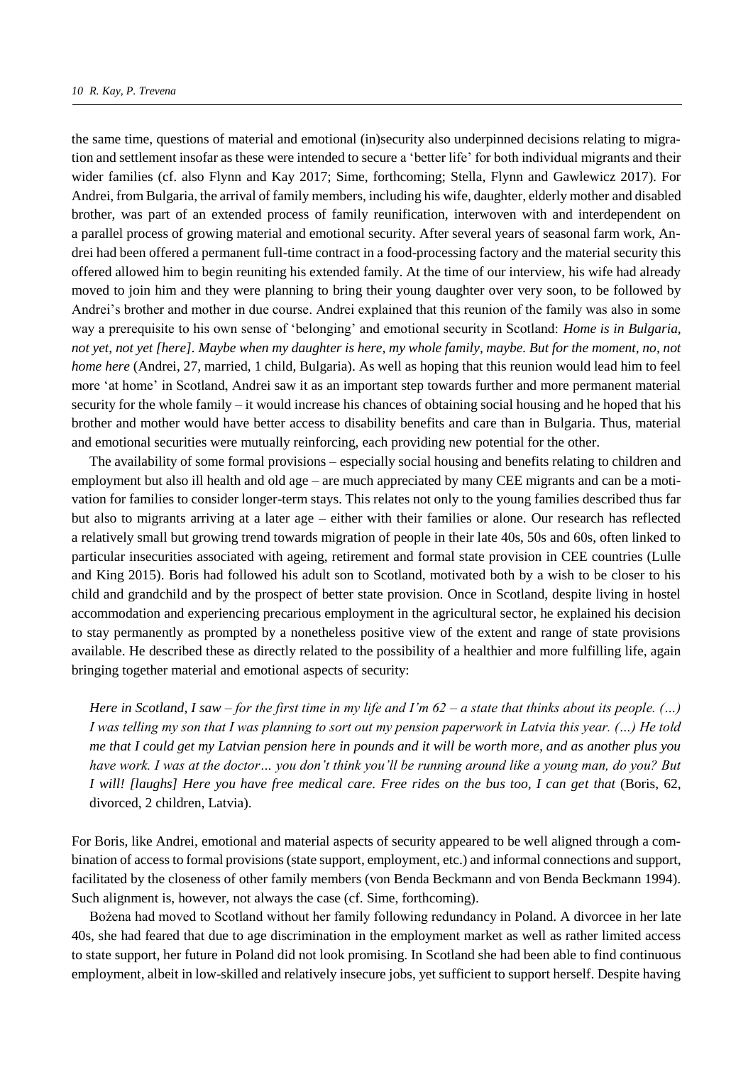the same time, questions of material and emotional (in)security also underpinned decisions relating to migration and settlement insofar as these were intended to secure a 'better life' for both individual migrants and their wider families (cf. also Flynn and Kay 2017; Sime, forthcoming; Stella, Flynn and Gawlewicz 2017). For Andrei, from Bulgaria, the arrival of family members, including his wife, daughter, elderly mother and disabled brother, was part of an extended process of family reunification, interwoven with and interdependent on a parallel process of growing material and emotional security. After several years of seasonal farm work, Andrei had been offered a permanent full-time contract in a food-processing factory and the material security this offered allowed him to begin reuniting his extended family. At the time of our interview, his wife had already moved to join him and they were planning to bring their young daughter over very soon, to be followed by Andrei's brother and mother in due course. Andrei explained that this reunion of the family was also in some way a prerequisite to his own sense of 'belonging' and emotional security in Scotland: *Home is in Bulgaria, not yet, not yet [here]. Maybe when my daughter is here, my whole family, maybe. But for the moment, no, not home here* (Andrei, 27, married, 1 child, Bulgaria). As well as hoping that this reunion would lead him to feel more 'at home' in Scotland, Andrei saw it as an important step towards further and more permanent material security for the whole family – it would increase his chances of obtaining social housing and he hoped that his brother and mother would have better access to disability benefits and care than in Bulgaria. Thus, material and emotional securities were mutually reinforcing, each providing new potential for the other.

The availability of some formal provisions – especially social housing and benefits relating to children and employment but also ill health and old age – are much appreciated by many CEE migrants and can be a motivation for families to consider longer-term stays. This relates not only to the young families described thus far but also to migrants arriving at a later age – either with their families or alone. Our research has reflected a relatively small but growing trend towards migration of people in their late 40s, 50s and 60s, often linked to particular insecurities associated with ageing, retirement and formal state provision in CEE countries (Lulle and King 2015). Boris had followed his adult son to Scotland, motivated both by a wish to be closer to his child and grandchild and by the prospect of better state provision. Once in Scotland, despite living in hostel accommodation and experiencing precarious employment in the agricultural sector, he explained his decision to stay permanently as prompted by a nonetheless positive view of the extent and range of state provisions available. He described these as directly related to the possibility of a healthier and more fulfilling life, again bringing together material and emotional aspects of security:

> *Here in Scotland, I saw – for the first time in my life and I'm 62 – a state that thinks about its people. (…) I was telling my son that I was planning to sort out my pension paperwork in Latvia this year. (…) He told me that I could get my Latvian pension here in pounds and it will be worth more, and as another plus you have work. I was at the doctor… you don't think you'll be running around like a young man, do you? But I will! [laughs] Here you have free medical care. Free rides on the bus too, I can get that* (Boris, 62, divorced, 2 children, Latvia).

For Boris, like Andrei, emotional and material aspects of security appeared to be well aligned through a combination of access to formal provisions (state support, employment, etc.) and informal connections and support, facilitated by the closeness of other family members (von Benda Beckmann and von Benda Beckmann 1994). Such alignment is, however, not always the case (cf. Sime, forthcoming).

Bożena had moved to Scotland without her family following redundancy in Poland. A divorcee in her late 40s, she had feared that due to age discrimination in the employment market as well as rather limited access to state support, her future in Poland did not look promising. In Scotland she had been able to find continuous employment, albeit in low-skilled and relatively insecure jobs, yet sufficient to support herself. Despite having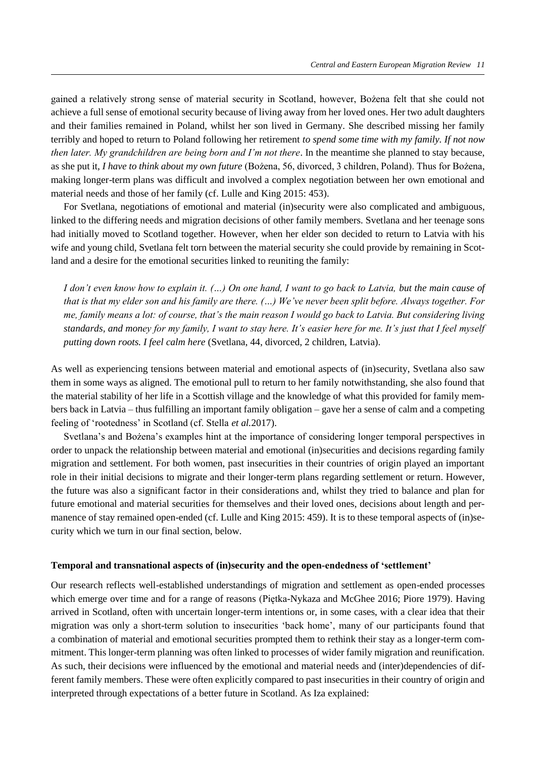gained a relatively strong sense of material security in Scotland, however, Bożena felt that she could not achieve a full sense of emotional security because of living away from her loved ones. Her two adult daughters and their families remained in Poland, whilst her son lived in Germany. She described missing her family terribly and hoped to return to Poland following her retirement *to spend some time with my family. If not now then later. My grandchildren are being born and I'm not there*. In the meantime she planned to stay because, as she put it, *I have to think about my own future* (Bożena, 56, divorced, 3 children, Poland). Thus for Bożena, making longer-term plans was difficult and involved a complex negotiation between her own emotional and material needs and those of her family (cf. Lulle and King 2015: 453).

For Svetlana, negotiations of emotional and material (in)security were also complicated and ambiguous, linked to the differing needs and migration decisions of other family members. Svetlana and her teenage sons had initially moved to Scotland together. However, when her elder son decided to return to Latvia with his wife and young child, Svetlana felt torn between the material security she could provide by remaining in Scotland and a desire for the emotional securities linked to reuniting the family:

> *I don't even know how to explain it. (…) On one hand, I want to go back to Latvia, but the main cause of that is that my elder son and his family are there. (…) We've never been split before. Always together. For me, family means a lot: of course, that's the main reason I would go back to Latvia. But considering living standards, and money for my family, I want to stay here. It's easier here for me. It's just that I feel myself putting down roots. I feel calm here* (Svetlana, 44, divorced, 2 children, Latvia).

As well as experiencing tensions between material and emotional aspects of (in)security, Svetlana also saw them in some ways as aligned. The emotional pull to return to her family notwithstanding, she also found that the material stability of her life in a Scottish village and the knowledge of what this provided for family members back in Latvia – thus fulfilling an important family obligation – gave her a sense of calm and a competing feeling of 'rootedness' in Scotland (cf. Stella *et al.*2017).

Svetlana's and Bożena's examples hint at the importance of considering longer temporal perspectives in order to unpack the relationship between material and emotional (in)securities and decisions regarding family migration and settlement. For both women, past insecurities in their countries of origin played an important role in their initial decisions to migrate and their longer-term plans regarding settlement or return. However, the future was also a significant factor in their considerations and, whilst they tried to balance and plan for future emotional and material securities for themselves and their loved ones, decisions about length and permanence of stay remained open-ended (cf. Lulle and King 2015: 459). It is to these temporal aspects of (in)security which we turn in our final section, below.

**Temporal and transnational aspects of (in)security and the open-endedness of 'settlement'**

Our research reflects well-established understandings of migration and settlement as open-ended processes which emerge over time and for a range of reasons (Piętka-Nykaza and McGhee 2016; Piore 1979). Having arrived in Scotland, often with uncertain longer-term intentions or, in some cases, with a clear idea that their migration was only a short-term solution to insecurities 'back home', many of our participants found that a combination of material and emotional securities prompted them to rethink their stay as a longer-term commitment. This longer-term planning was often linked to processes of wider family migration and reunification. As such, their decisions were influenced by the emotional and material needs and (inter)dependencies of different family members. These were often explicitly compared to past insecurities in their country of origin and interpreted through expectations of a better future in Scotland. As Iza explained: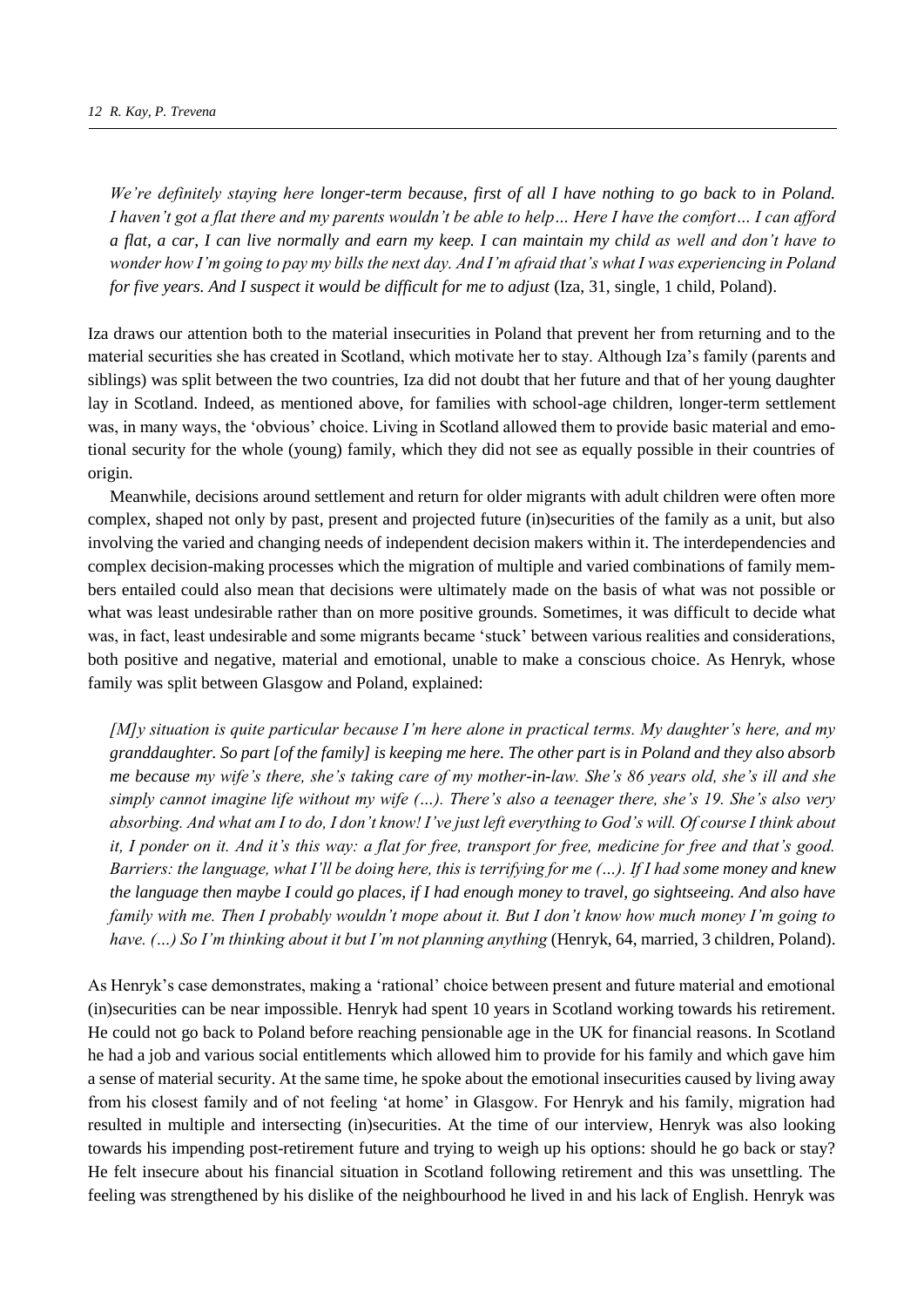*We're definitely staying here longer-term because, first of all I have nothing to go back to in Poland. I haven't got a flat there and my parents wouldn't be able to help… Here I have the comfort… I can afford a flat, a car, I can live normally and earn my keep. I can maintain my child as well and don't have to wonder how I'm going to pay my bills the next day. And I'm afraid that's what I was experiencing in Poland for five years. And I suspect it would be difficult for me to adjust* (Iza, 31, single, 1 child, Poland).

Iza draws our attention both to the material insecurities in Poland that prevent her from returning and to the material securities she has created in Scotland, which motivate her to stay. Although Iza's family (parents and siblings) was split between the two countries, Iza did not doubt that her future and that of her young daughter lay in Scotland. Indeed, as mentioned above, for families with school-age children, longer-term settlement was, in many ways, the 'obvious' choice. Living in Scotland allowed them to provide basic material and emotional security for the whole (young) family, which they did not see as equally possible in their countries of origin.

Meanwhile, decisions around settlement and return for older migrants with adult children were often more complex, shaped not only by past, present and projected future (in)securities of the family as a unit, but also involving the varied and changing needs of independent decision makers within it. The interdependencies and complex decision-making processes which the migration of multiple and varied combinations of family members entailed could also mean that decisions were ultimately made on the basis of what was not possible or what was least undesirable rather than on more positive grounds. Sometimes, it was difficult to decide what was, in fact, least undesirable and some migrants became 'stuck' between various realities and considerations, both positive and negative, material and emotional, unable to make a conscious choice. As Henryk, whose family was split between Glasgow and Poland, explained:

*[M]y situation is quite particular because I'm here alone in practical terms. My daughter's here, and my granddaughter. So part [of the family] is keeping me here. The other part is in Poland and they also absorb me because my wife's there, she's taking care of my mother-in-law. She's 86 years old, she's ill and she simply cannot imagine life without my wife (…). There's also a teenager there, she's 19. She's also very absorbing. And what am I to do, I don't know! I've just left everything to God's will. Of course I think about it, I ponder on it. And it's this way: a flat for free, transport for free, medicine for free and that's good. Barriers: the language, what I'll be doing here, this is terrifying for me (…). If I had some money and knew the language then maybe I could go places, if I had enough money to travel, go sightseeing. And also have family with me. Then I probably wouldn't mope about it. But I don't know how much money I'm going to have. (…) So I'm thinking about it but I'm not planning anything* (Henryk, 64, married, 3 children, Poland).

As Henryk's case demonstrates, making a 'rational' choice between present and future material and emotional (in)securities can be near impossible. Henryk had spent 10 years in Scotland working towards his retirement. He could not go back to Poland before reaching pensionable age in the UK for financial reasons. In Scotland he had a job and various social entitlements which allowed him to provide for his family and which gave him a sense of material security. At the same time, he spoke about the emotional insecurities caused by living away from his closest family and of not feeling 'at home' in Glasgow. For Henryk and his family, migration had resulted in multiple and intersecting (in)securities. At the time of our interview, Henryk was also looking towards his impending post-retirement future and trying to weigh up his options: should he go back or stay? He felt insecure about his financial situation in Scotland following retirement and this was unsettling. The feeling was strengthened by his dislike of the neighbourhood he lived in and his lack of English. Henryk was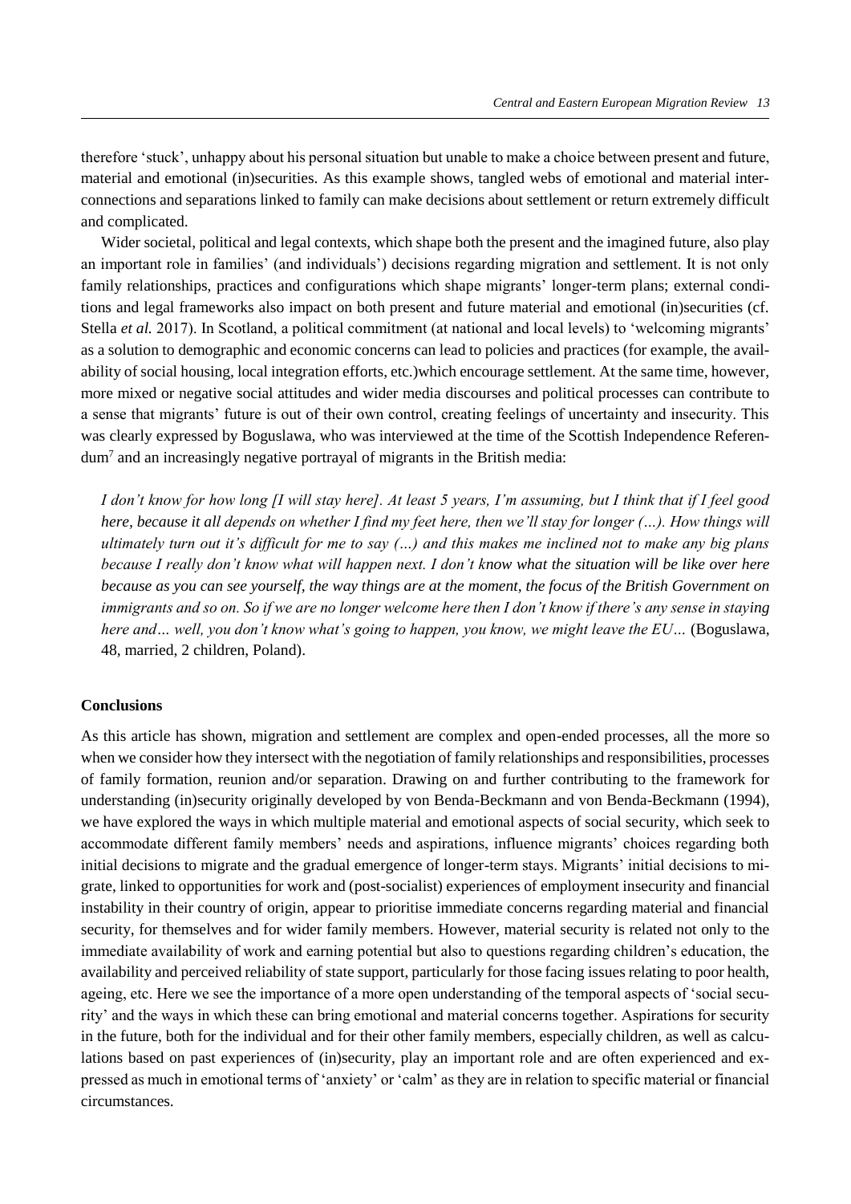therefore 'stuck', unhappy about his personal situation but unable to make a choice between present and future, material and emotional (in)securities. As this example shows, tangled webs of emotional and material interconnections and separations linked to family can make decisions about settlement or return extremely difficult and complicated.

Wider societal, political and legal contexts, which shape both the present and the imagined future, also play an important role in families' (and individuals') decisions regarding migration and settlement. It is not only family relationships, practices and configurations which shape migrants' longer-term plans; external conditions and legal frameworks also impact on both present and future material and emotional (in)securities (cf. Stella *et al.* 2017). In Scotland, a political commitment (at national and local levels) to 'welcoming migrants' as a solution to demographic and economic concerns can lead to policies and practices (for example, the availability of social housing, local integration efforts, etc.)which encourage settlement. At the same time, however, more mixed or negative social attitudes and wider media discourses and political processes can contribute to a sense that migrants' future is out of their own control, creating feelings of uncertainty and insecurity. This was clearly expressed by Boguslawa, who was interviewed at the time of the Scottish Independence Referendum[7] and an increasingly negative portrayal of migrants in the British media:

> *I don't know for how long [I will stay here]. At least 5 years, I'm assuming, but I think that if I feel good here, because it all depends on whether I find my feet here, then we'll stay for longer (…). How things will ultimately turn out it's difficult for me to say (…) and this makes me inclined not to make any big plans because I really don't know what will happen next. I don't know what the situation will be like over here because as you can see yourself, the way things are at the moment, the focus of the British Government on immigrants and so on. So if we are no longer welcome here then I don't know if there's any sense in staying here and… well, you don't know what's going to happen, you know, we might leave the EU…* (Boguslawa, 48, married, 2 children, Poland).

## Conclusions

As this article has shown, migration and settlement are complex and open-ended processes, all the more so when we consider how they intersect with the negotiation of family relationships and responsibilities, processes of family formation, reunion and/or separation. Drawing on and further contributing to the framework for understanding (in)security originally developed by von Benda-Beckmann and von Benda-Beckmann (1994), we have explored the ways in which multiple material and emotional aspects of social security, which seek to accommodate different family members' needs and aspirations, influence migrants' choices regarding both initial decisions to migrate and the gradual emergence of longer-term stays. Migrants' initial decisions to migrate, linked to opportunities for work and (post-socialist) experiences of employment insecurity and financial instability in their country of origin, appear to prioritise immediate concerns regarding material and financial security, for themselves and for wider family members. However, material security is related not only to the immediate availability of work and earning potential but also to questions regarding children's education, the availability and perceived reliability of state support, particularly for those facing issues relating to poor health, ageing, etc. Here we see the importance of a more open understanding of the temporal aspects of 'social security' and the ways in which these can bring emotional and material concerns together. Aspirations for security in the future, both for the individual and for their other family members, especially children, as well as calculations based on past experiences of (in)security, play an important role and are often experienced and expressed as much in emotional terms of 'anxiety' or 'calm' as they are in relation to specific material or financial circumstances.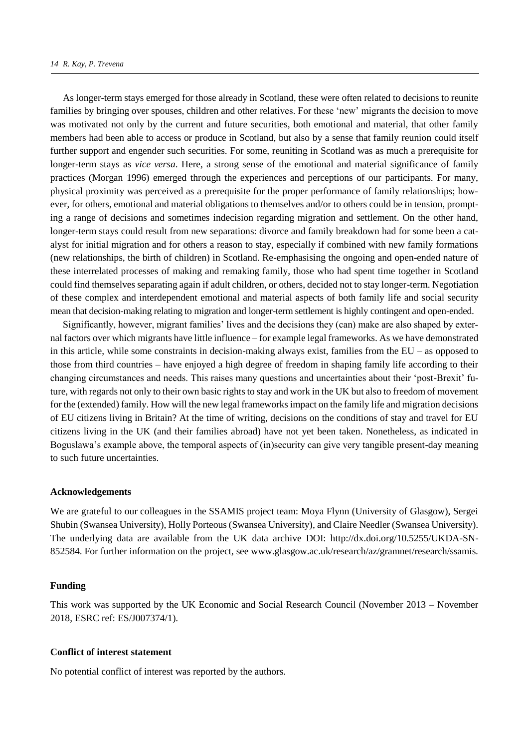As longer-term stays emerged for those already in Scotland, these were often related to decisions to reunite families by bringing over spouses, children and other relatives. For these 'new' migrants the decision to move was motivated not only by the current and future securities, both emotional and material, that other family members had been able to access or produce in Scotland, but also by a sense that family reunion could itself further support and engender such securities. For some, reuniting in Scotland was as much a prerequisite for longer-term stays as *vice versa*. Here, a strong sense of the emotional and material significance of family practices (Morgan 1996) emerged through the experiences and perceptions of our participants. For many, physical proximity was perceived as a prerequisite for the proper performance of family relationships; however, for others, emotional and material obligations to themselves and/or to others could be in tension, prompting a range of decisions and sometimes indecision regarding migration and settlement. On the other hand, longer-term stays could result from new separations: divorce and family breakdown had for some been a catalyst for initial migration and for others a reason to stay, especially if combined with new family formations (new relationships, the birth of children) in Scotland. Re-emphasising the ongoing and open-ended nature of these interrelated processes of making and remaking family, those who had spent time together in Scotland could find themselves separating again if adult children, or others, decided not to stay longer-term. Negotiation of these complex and interdependent emotional and material aspects of both family life and social security mean that decision-making relating to migration and longer-term settlement is highly contingent and open-ended.

Significantly, however, migrant families' lives and the decisions they (can) make are also shaped by external factors over which migrants have little influence – for example legal frameworks. As we have demonstrated in this article, while some constraints in decision-making always exist, families from the EU – as opposed to those from third countries – have enjoyed a high degree of freedom in shaping family life according to their changing circumstances and needs. This raises many questions and uncertainties about their 'post-Brexit' future, with regards not only to their own basic rights to stay and work in the UK but also to freedom of movement for the (extended) family. How will the new legal frameworks impact on the family life and migration decisions of EU citizens living in Britain? At the time of writing, decisions on the conditions of stay and travel for EU citizens living in the UK (and their families abroad) have not yet been taken. Nonetheless, as indicated in Boguslawa's example above, the temporal aspects of (in)security can give very tangible present-day meaning to such future uncertainties.

#### Acknowledgements

We are grateful to our colleagues in the SSAMIS project team: Moya Flynn (University of Glasgow), Sergei Shubin (Swansea University), Holly Porteous (Swansea University), and Claire Needler (Swansea University). The underlying data are available from the UK data archive DOI: http://dx.doi.org/10.5255/UKDA-SN-852584. For further information on the project, see www.glasgow.ac.uk/research/az/gramnet/research/ssamis.

#### Funding

This work was supported by the UK Economic and Social Research Council (November 2013 – November 2018, ESRC ref: ES/J007374/1).

#### Conflict of interest statement

No potential conflict of interest was reported by the authors.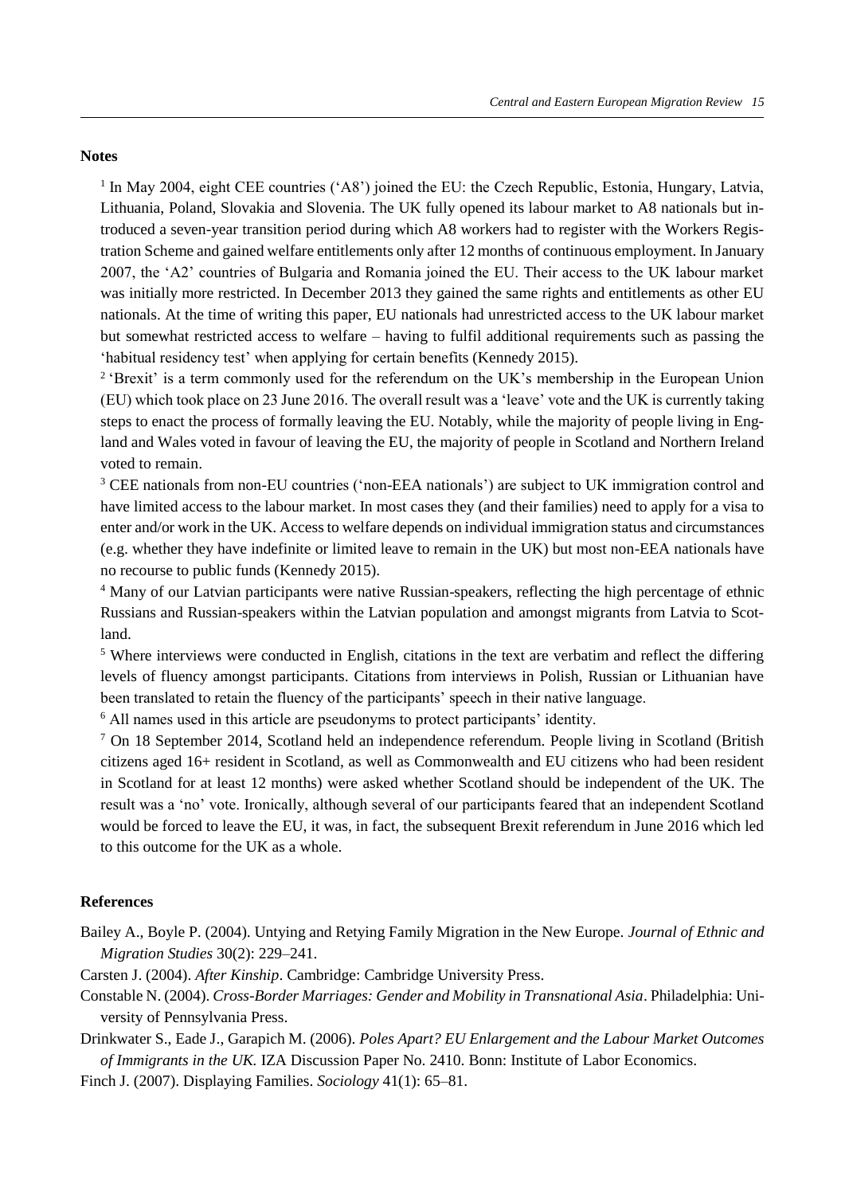## Notes

[1] In May 2004, eight CEE countries ('A8') joined the EU: the Czech Republic, Estonia, Hungary, Latvia, Lithuania, Poland, Slovakia and Slovenia. The UK fully opened its labour market to A8 nationals but introduced a seven-year transition period during which A8 workers had to register with the Workers Registration Scheme and gained welfare entitlements only after 12 months of continuous employment. In January 2007, the 'A2' countries of Bulgaria and Romania joined the EU. Their access to the UK labour market was initially more restricted. In December 2013 they gained the same rights and entitlements as other EU nationals. At the time of writing this paper, EU nationals had unrestricted access to the UK labour market but somewhat restricted access to welfare – having to fulfil additional requirements such as passing the 'habitual residency test' when applying for certain benefits (Kennedy 2015).

[2] 'Brexit' is a term commonly used for the referendum on the UK's membership in the European Union (EU) which took place on 23 June 2016. The overall result was a 'leave' vote and the UK is currently taking steps to enact the process of formally leaving the EU. Notably, while the majority of people living in England and Wales voted in favour of leaving the EU, the majority of people in Scotland and Northern Ireland voted to remain.

[3] CEE nationals from non-EU countries ('non-EEA nationals') are subject to UK immigration control and have limited access to the labour market. In most cases they (and their families) need to apply for a visa to enter and/or work in the UK. Access to welfare depends on individual immigration status and circumstances (e.g. whether they have indefinite or limited leave to remain in the UK) but most non-EEA nationals have no recourse to public funds (Kennedy 2015).

[4] Many of our Latvian participants were native Russian-speakers, reflecting the high percentage of ethnic Russians and Russian-speakers within the Latvian population and amongst migrants from Latvia to Scotland.

[5] Where interviews were conducted in English, citations in the text are verbatim and reflect the differing levels of fluency amongst participants. Citations from interviews in Polish, Russian or Lithuanian have been translated to retain the fluency of the participants' speech in their native language.

[6] All names used in this article are pseudonyms to protect participants' identity.

[7] On 18 September 2014, Scotland held an independence referendum. People living in Scotland (British citizens aged 16+ resident in Scotland, as well as Commonwealth and EU citizens who had been resident in Scotland for at least 12 months) were asked whether Scotland should be independent of the UK. The result was a 'no' vote. Ironically, although several of our participants feared that an independent Scotland would be forced to leave the EU, it was, in fact, the subsequent Brexit referendum in June 2016 which led to this outcome for the UK as a whole.

## References

Bailey A., Boyle P. (2004). Untying and Retying Family Migration in the New Europe. *Journal of Ethnic and Migration Studies* 30(2): 229–241.

Carsten J. (2004). *After Kinship*. Cambridge: Cambridge University Press.

Constable N. (2004). *Cross-Border Marriages: Gender and Mobility in Transnational Asia*. Philadelphia: University of Pennsylvania Press.

Drinkwater S., Eade J., Garapich M. (2006). *Poles Apart? EU Enlargement and the Labour Market Outcomes of Immigrants in the UK*. IZA Discussion Paper No. 2410. Bonn: Institute of Labor Economics.

Finch J. (2007). Displaying Families. *Sociology* 41(1): 65–81.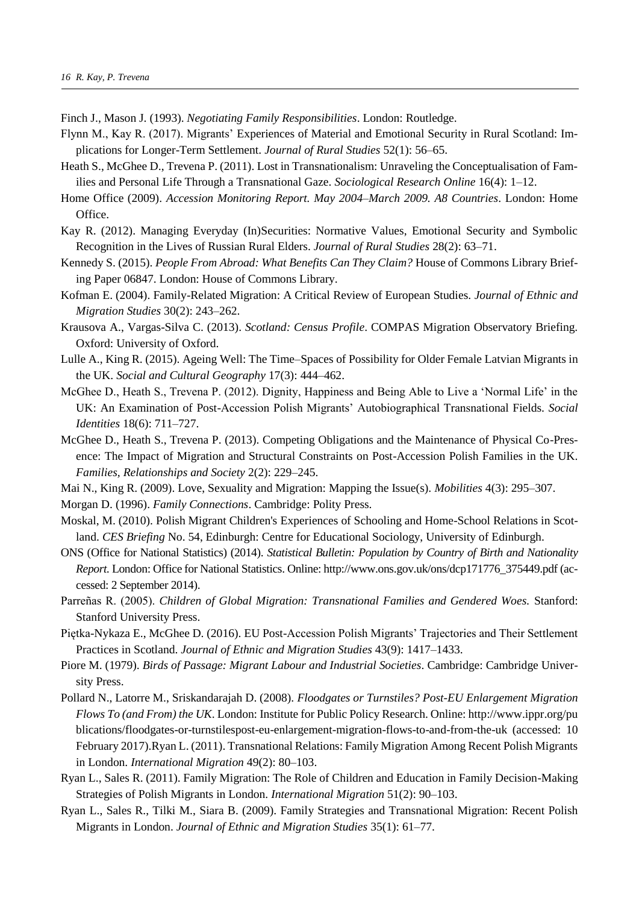Finch J., Mason J. (1993). *Negotiating Family Responsibilities*. London: Routledge.

Flynn M., Kay R. (2017). Migrants' Experiences of Material and Emotional Security in Rural Scotland: Implications for Longer-Term Settlement. *Journal of Rural Studies* 52(1): 56–65.

Heath S., McGhee D., Trevena P. (2011). Lost in Transnationalism: Unraveling the Conceptualisation of Families and Personal Life Through a Transnational Gaze. *Sociological Research Online* 16(4): 1–12.

Home Office (2009). *Accession Monitoring Report. May 2004–March 2009. A8 Countries*. London: Home Office.

Kay R. (2012). Managing Everyday (In)Securities: Normative Values, Emotional Security and Symbolic Recognition in the Lives of Russian Rural Elders. *Journal of Rural Studies* 28(2): 63–71.

Kennedy S. (2015). *People From Abroad: What Benefits Can They Claim?* House of Commons Library Briefing Paper 06847. London: House of Commons Library.

Kofman E. (2004). Family-Related Migration: A Critical Review of European Studies. *Journal of Ethnic and Migration Studies* 30(2): 243–262.

Krausova A., Vargas-Silva C. (2013). *Scotland: Census Profile*. COMPAS Migration Observatory Briefing. Oxford: University of Oxford.

Lulle A., King R. (2015). Ageing Well: The Time–Spaces of Possibility for Older Female Latvian Migrants in the UK. *Social and Cultural Geography* 17(3): 444–462.

McGhee D., Heath S., Trevena P. (2012). Dignity, Happiness and Being Able to Live a 'Normal Life' in the UK: An Examination of Post-Accession Polish Migrants' Autobiographical Transnational Fields. *Social Identities* 18(6): 711–727.

McGhee D., Heath S., Trevena P. (2013). Competing Obligations and the Maintenance of Physical Co-Presence: The Impact of Migration and Structural Constraints on Post-Accession Polish Families in the UK. *Families, Relationships and Society* 2(2): 229–245.

Mai N., King R. (2009). Love, Sexuality and Migration: Mapping the Issue(s). *Mobilities* 4(3): 295–307.

Morgan D. (1996). *Family Connections*. Cambridge: Polity Press.

Moskal, M. (2010). Polish Migrant Children's Experiences of Schooling and Home-School Relations in Scotland. *CES Briefing* No. 54, Edinburgh: Centre for Educational Sociology, University of Edinburgh.

ONS (Office for National Statistics) (2014). *Statistical Bulletin: Population by Country of Birth and Nationality Report.* London: Office for National Statistics. Online: http://www.ons.gov.uk/ons/dcp171776_375449.pdf (accessed: 2 September 2014).

Parreñas R. (2005). *Children of Global Migration: Transnational Families and Gendered Woes.* Stanford: Stanford University Press.

Piętka-Nykaza E., McGhee D. (2016). EU Post-Accession Polish Migrants' Trajectories and Their Settlement Practices in Scotland. *Journal of Ethnic and Migration Studies* 43(9): 1417–1433.

Piore M. (1979). *Birds of Passage: Migrant Labour and Industrial Societies*. Cambridge: Cambridge University Press.

Pollard N., Latorre M., Sriskandarajah D. (2008). *Floodgates or Turnstiles? Post-EU Enlargement Migration Flows To (and From) the UK*. London: Institute for Public Policy Research. Online: http://www.ippr.org/publications/floodgates-or-turnstilespost-eu-enlargement-migration-flows-to-and-from-the-uk (accessed: 10 February 2017).Ryan L. (2011). Transnational Relations: Family Migration Among Recent Polish Migrants in London. *International Migration* 49(2): 80–103.

Ryan L., Sales R. (2011). Family Migration: The Role of Children and Education in Family Decision-Making Strategies of Polish Migrants in London. *International Migration* 51(2): 90–103.

Ryan L., Sales R., Tilki M., Siara B. (2009). Family Strategies and Transnational Migration: Recent Polish Migrants in London. *Journal of Ethnic and Migration Studies* 35(1): 61–77.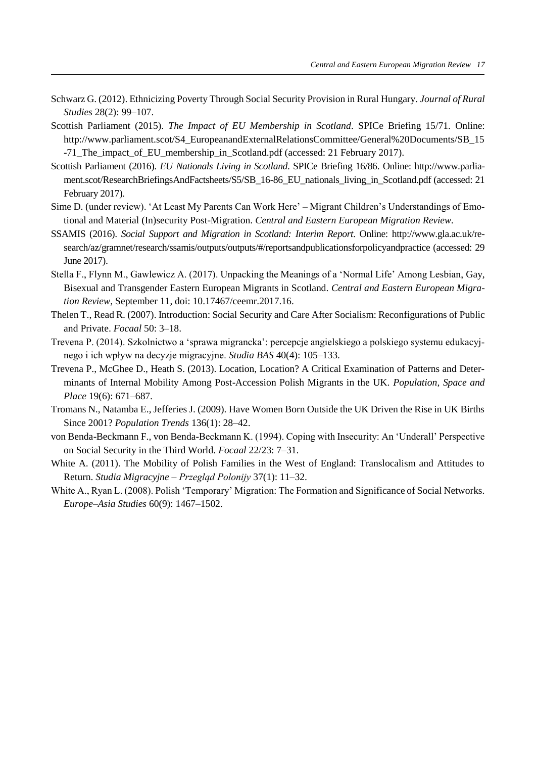Schwarz G. (2012). Ethnicizing Poverty Through Social Security Provision in Rural Hungary. *Journal of Rural Studies* 28(2): 99–107.

Scottish Parliament (2015). *The Impact of EU Membership in Scotland*. SPICe Briefing 15/71. Online: http://www.parliament.scot/S4_EuropeanandExternalRelationsCommittee/General%20Documents/SB_15-71_The_impact_of_EU_membership_in_Scotland.pdf (accessed: 21 February 2017).

Scottish Parliament (2016). *EU Nationals Living in Scotland*. SPICe Briefing 16/86. Online: http://www.parliament.scot/ResearchBriefingsAndFactsheets/S5/SB_16-86_EU_nationals_living_in_Scotland.pdf (accessed: 21 February 2017).

Sime D. (under review). 'At Least My Parents Can Work Here' – Migrant Children's Understandings of Emotional and Material (In)security Post-Migration. *Central and Eastern European Migration Review*.

SSAMIS (2016). *Social Support and Migration in Scotland: Interim Report*. Online: http://www.gla.ac.uk/research/az/gramnet/research/ssamis/outputs/outputs/#/reportsandpublicationsforpolicyandpractice (accessed: 29 June 2017).

Stella F., Flynn M., Gawlewicz A. (2017). Unpacking the Meanings of a 'Normal Life' Among Lesbian, Gay, Bisexual and Transgender Eastern European Migrants in Scotland. *Central and Eastern European Migration Review*, September 11, doi: 10.17467/ceemr.2017.16.

Thelen T., Read R. (2007). Introduction: Social Security and Care After Socialism: Reconfigurations of Public and Private. *Focaal* 50: 3–18.

Trevena P. (2014). Szkolnictwo a 'sprawa migrancka': percepcje angielskiego a polskiego systemu edukacyjnego i ich wpływ na decyzje migracyjne. *Studia BAS* 40(4): 105–133.

Trevena P., McGhee D., Heath S. (2013). Location, Location? A Critical Examination of Patterns and Determinants of Internal Mobility Among Post-Accession Polish Migrants in the UK. *Population, Space and Place* 19(6): 671–687.

Tromans N., Natamba E., Jefferies J. (2009). Have Women Born Outside the UK Driven the Rise in UK Births Since 2001? *Population Trends* 136(1): 28–42.

von Benda-Beckmann F., von Benda-Beckmann K. (1994). Coping with Insecurity: An 'Underall' Perspective on Social Security in the Third World. *Focaal* 22/23: 7–31.

White A. (2011). The Mobility of Polish Families in the West of England: Translocalism and Attitudes to Return. *Studia Migracyjne – Przegląd Polonijy* 37(1): 11–32.

White A., Ryan L. (2008). Polish 'Temporary' Migration: The Formation and Significance of Social Networks. *Europe–Asia Studies* 60(9): 1467–1502.